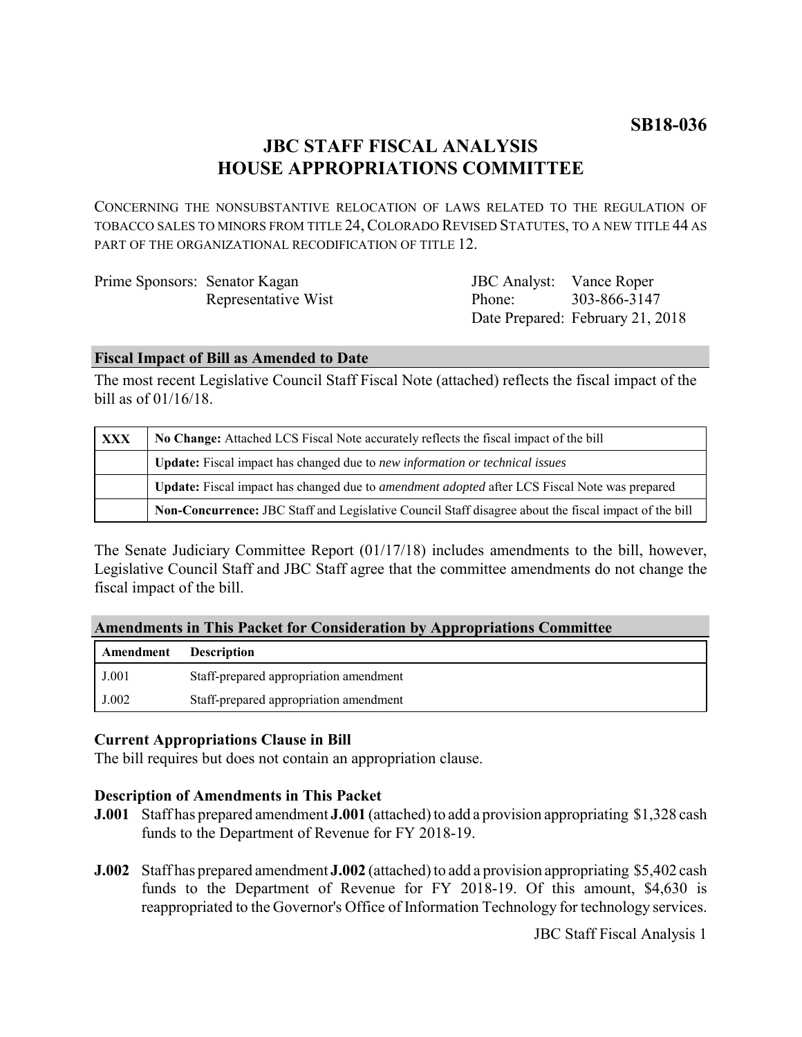**SB18-036**

# JBC STAFF FISCAL ANALYSIS
# HOUSE APPROPRIATIONS COMMITTEE

CONCERNING THE NONSUBSTANTIVE RELOCATION OF LAWS RELATED TO THE REGULATION OF TOBACCO SALES TO MINORS FROM TITLE 24, COLORADO REVISED STATUTES, TO A NEW TITLE 44 AS PART OF THE ORGANIZATIONAL RECODIFICATION OF TITLE 12.

| | | | |
|---|---|---|---|
| Prime Sponsors: | Senator Kagan | JBC Analyst: | Vance Roper |
| | Representative Wist | Phone: | 303-866-3147 |
| | | Date Prepared: | February 21, 2018 |

## Fiscal Impact of Bill as Amended to Date

The most recent Legislative Council Staff Fiscal Note (attached) reflects the fiscal impact of the bill as of 01/16/18.

| | |
|---|---|
| **XXX** | **No Change:** Attached LCS Fiscal Note accurately reflects the fiscal impact of the bill |
| | **Update:** Fiscal impact has changed due to *new information or technical issues* |
| | **Update:** Fiscal impact has changed due to *amendment adopted* after LCS Fiscal Note was prepared |
| | **Non-Concurrence:** JBC Staff and Legislative Council Staff disagree about the fiscal impact of the bill |

The Senate Judiciary Committee Report (01/17/18) includes amendments to the bill, however, Legislative Council Staff and JBC Staff agree that the committee amendments do not change the fiscal impact of the bill.

## Amendments in This Packet for Consideration by Appropriations Committee

| Amendment | Description |
|---|---|
| J.001 | Staff-prepared appropriation amendment |
| J.002 | Staff-prepared appropriation amendment |

### Current Appropriations Clause in Bill

The bill requires but does not contain an appropriation clause.

### Description of Amendments in This Packet

**J.001** Staff has prepared amendment **J.001** (attached) to add a provision appropriating $1,328 cash funds to the Department of Revenue for FY 2018-19.

**J.002** Staff has prepared amendment **J.002** (attached) to add a provision appropriating $5,402 cash funds to the Department of Revenue for FY 2018-19. Of this amount, $4,630 is reappropriated to the Governor's Office of Information Technology for technology services.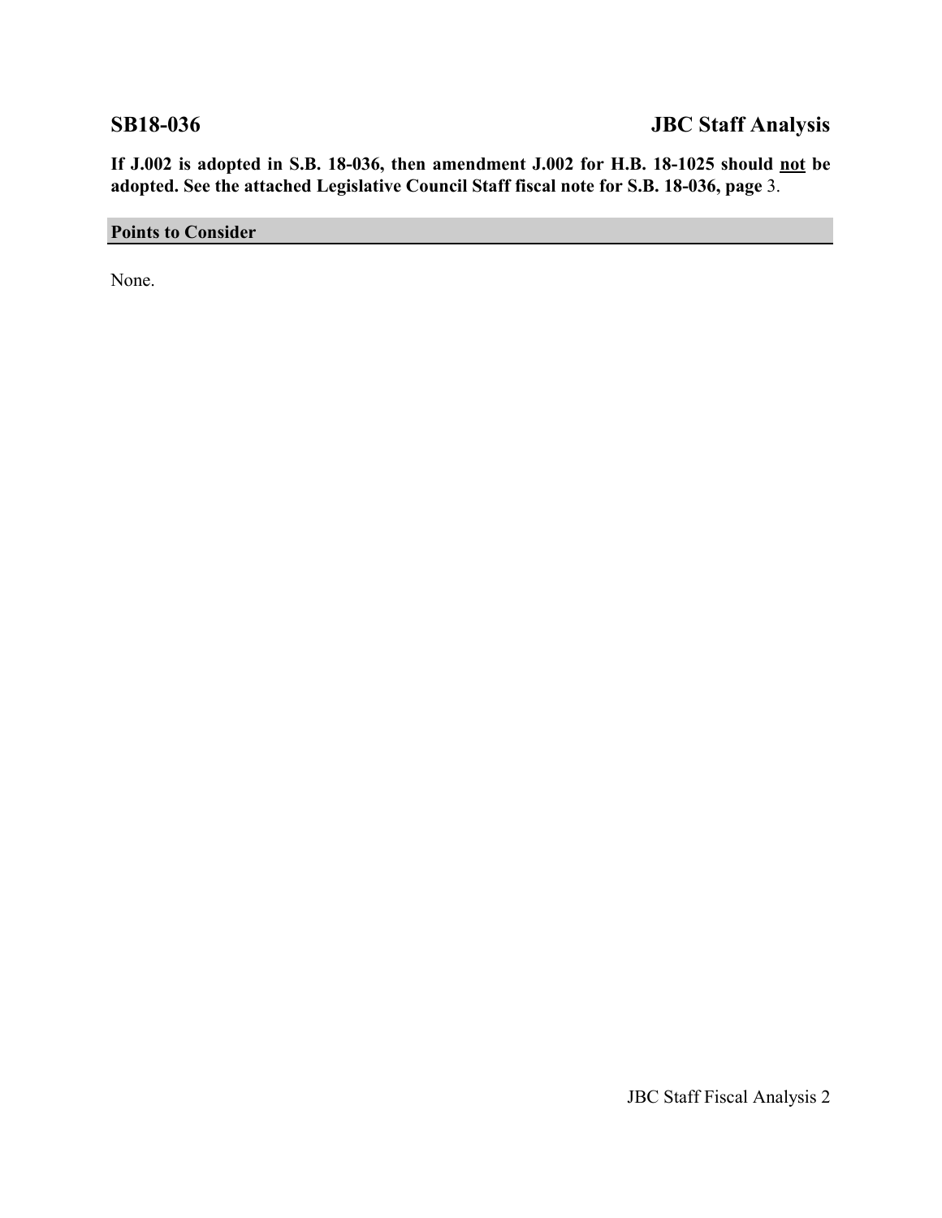**SB18-036** **JBC Staff Analysis**

**If J.002 is adopted in S.B. 18-036, then amendment J.002 for H.B. 18-1025 should <u>not</u> be adopted. See the attached Legislative Council Staff fiscal note for S.B. 18-036, page** 3.

## Points to Consider

None.